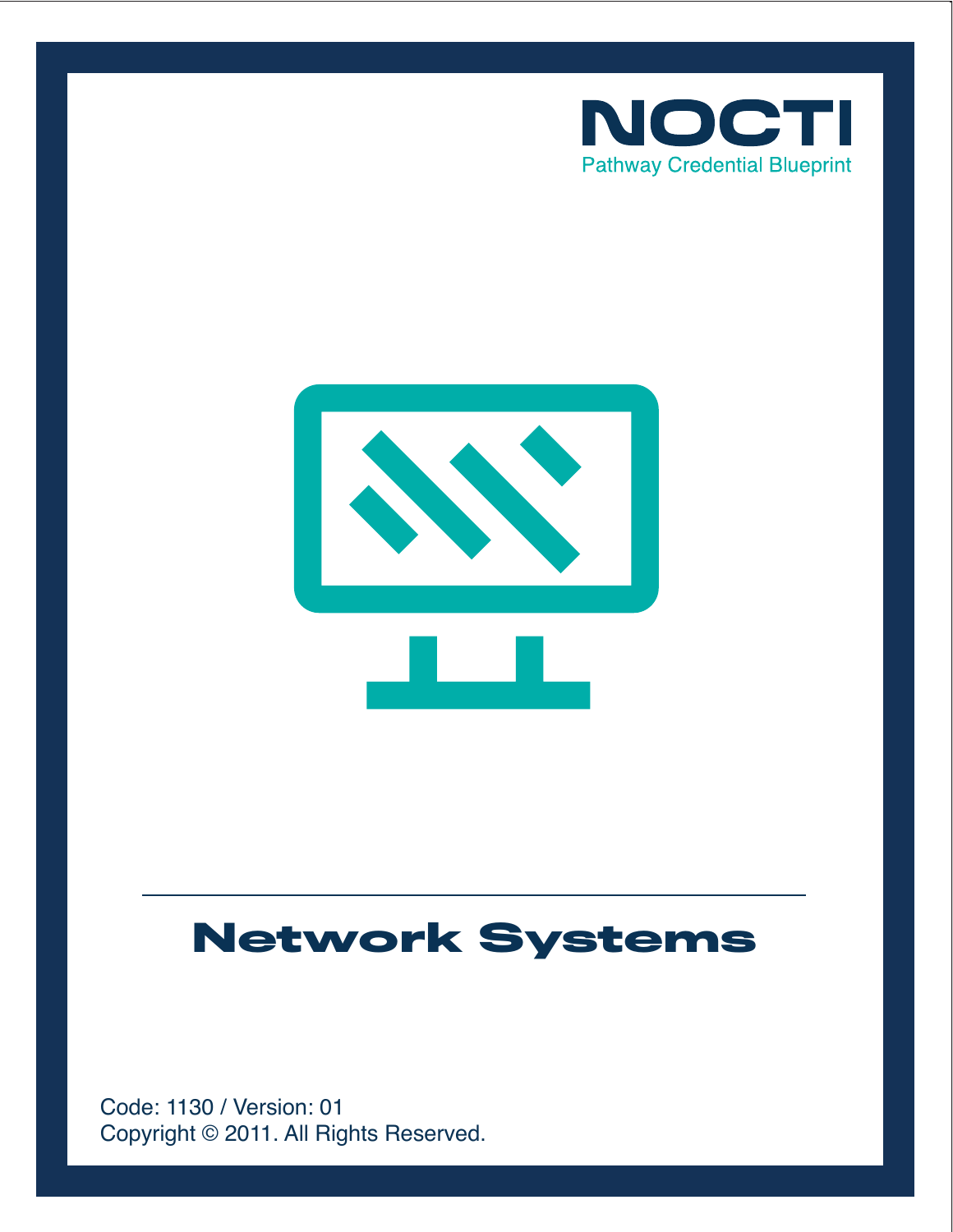NOCTI

Pathway Credential Blueprint

# Network Systems

Code: 1130 / Version: 01

Copyright © 2011. All Rights Reserved.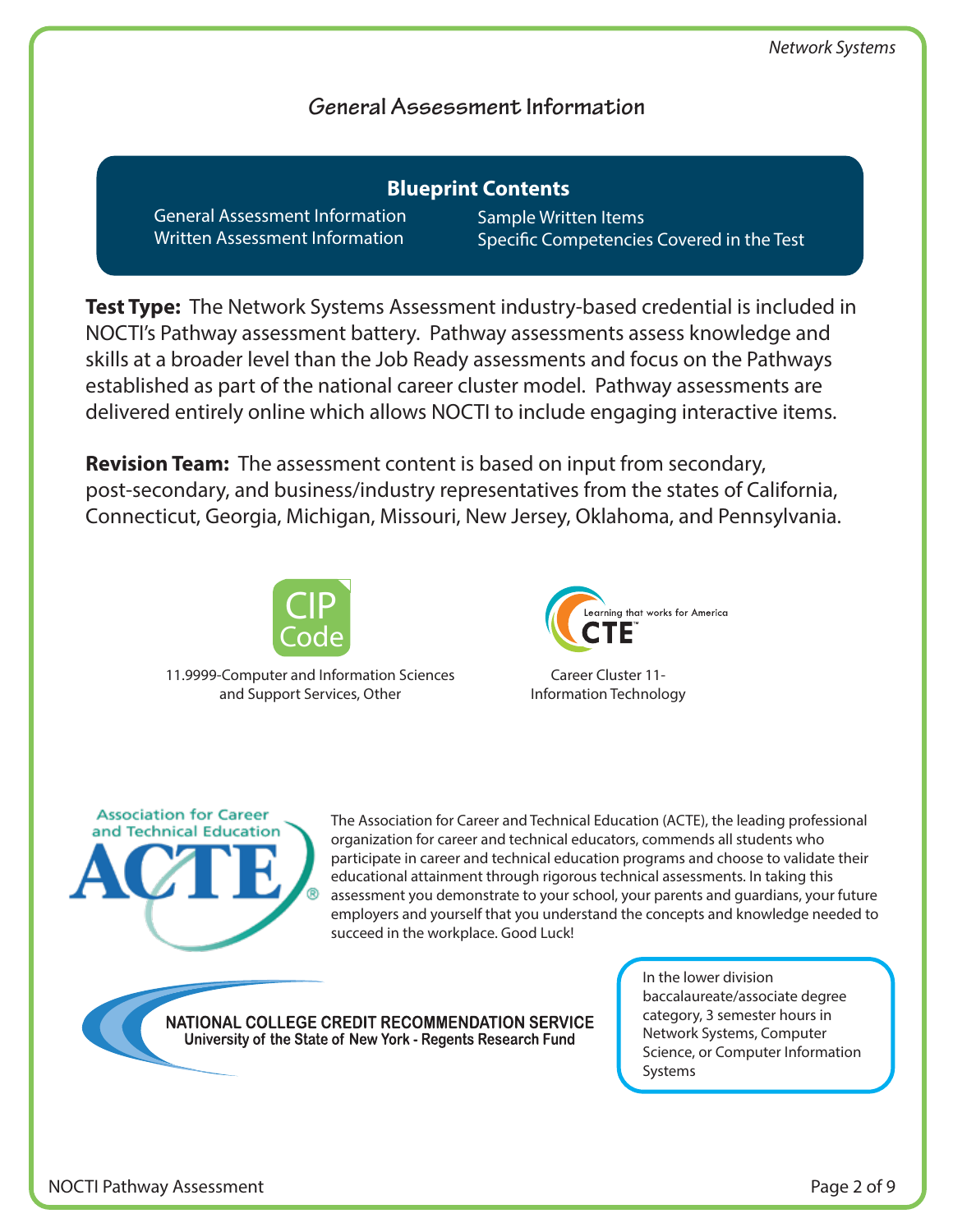## General Assessment Information

**Blueprint Contents**

- General Assessment Information
- Written Assessment Information
- Sample Written Items
- Specific Competencies Covered in the Test

**Test Type:** The Network Systems Assessment industry-based credential is included in NOCTI's Pathway assessment battery. Pathway assessments assess knowledge and skills at a broader level than the Job Ready assessments and focus on the Pathways established as part of the national career cluster model. Pathway assessments are delivered entirely online which allows NOCTI to include engaging interactive items.

**Revision Team:** The assessment content is based on input from secondary, post-secondary, and business/industry representatives from the states of California, Connecticut, Georgia, Michigan, Missouri, New Jersey, Oklahoma, and Pennsylvania.

CIP Code

11.9999-Computer and Information Sciences and Support Services, Other

Learning that works for America CTE

Career Cluster 11-Information Technology

Association for Career and Technical Education ACTE

The Association for Career and Technical Education (ACTE), the leading professional organization for career and technical educators, commends all students who participate in career and technical education programs and choose to validate their educational attainment through rigorous technical assessments. In taking this assessment you demonstrate to your school, your parents and guardians, your future employers and yourself that you understand the concepts and knowledge needed to succeed in the workplace. Good Luck!

NATIONAL COLLEGE CREDIT RECOMMENDATION SERVICE
University of the State of New York - Regents Research Fund

In the lower division baccalaureate/associate degree category, 3 semester hours in Network Systems, Computer Science, or Computer Information Systems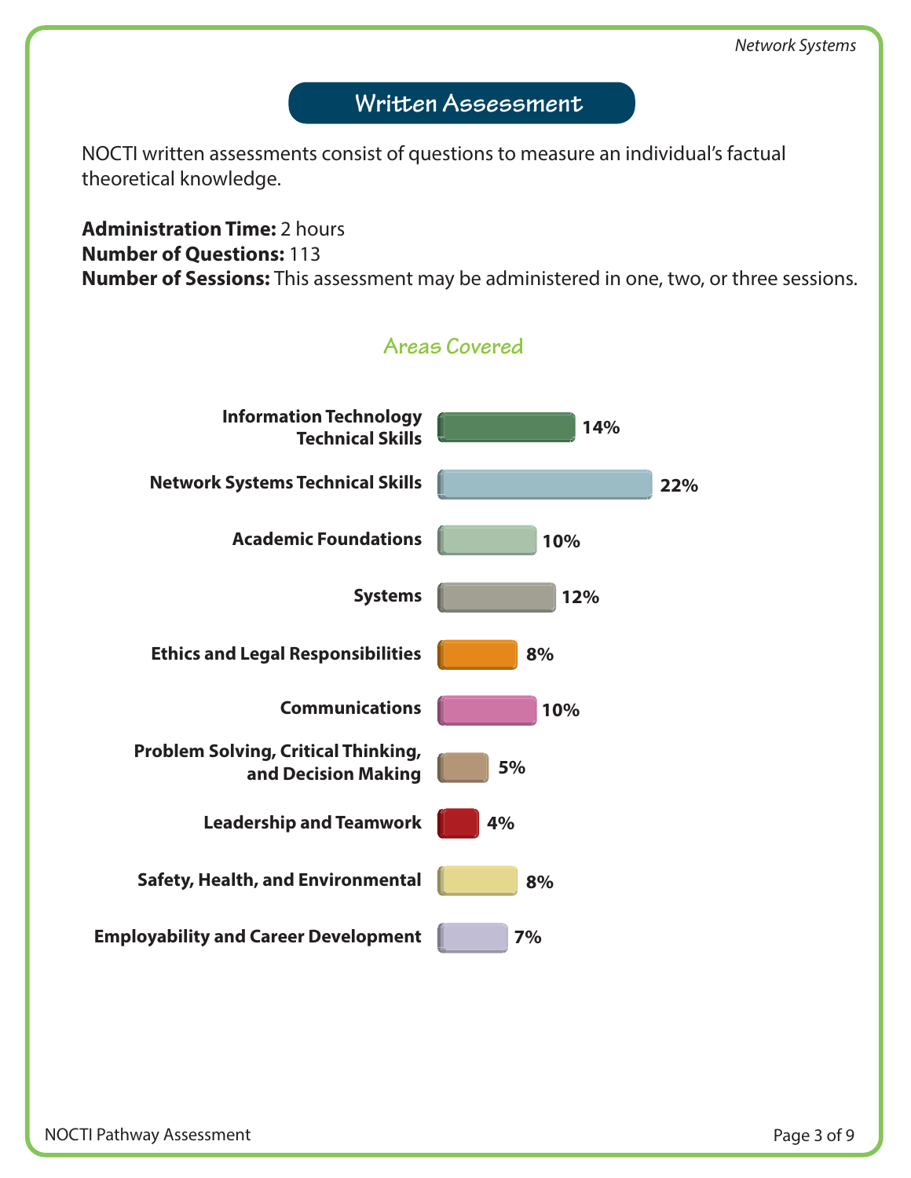# Written Assessment

NOCTI written assessments consist of questions to measure an individual's factual theoretical knowledge.

**Administration Time:** 2 hours
**Number of Questions:** 113
**Number of Sessions:** This assessment may be administered in one, two, or three sessions.

## Areas Covered

| Area | Percentage |
|---|---|
| Information Technology Technical Skills | 14% |
| Network Systems Technical Skills | 22% |
| Academic Foundations | 10% |
| Systems | 12% |
| Ethics and Legal Responsibilities | 8% |
| Communications | 10% |
| Problem Solving, Critical Thinking, and Decision Making | 5% |
| Leadership and Teamwork | 4% |
| Safety, Health, and Environmental | 8% |
| Employability and Career Development | 7% |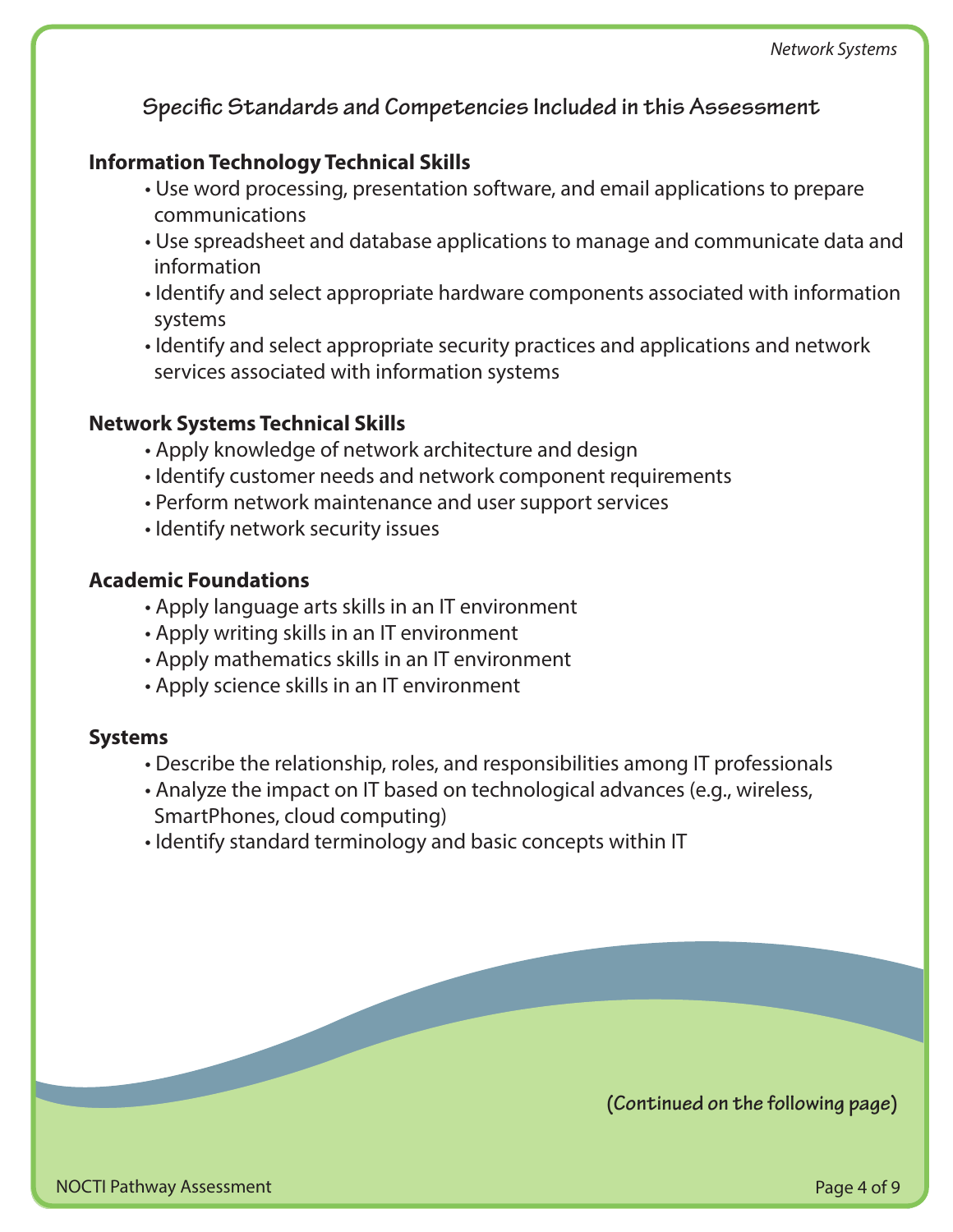## Specific Standards and Competencies Included in this Assessment

### Information Technology Technical Skills

- Use word processing, presentation software, and email applications to prepare communications
- Use spreadsheet and database applications to manage and communicate data and information
- Identify and select appropriate hardware components associated with information systems
- Identify and select appropriate security practices and applications and network services associated with information systems

### Network Systems Technical Skills

- Apply knowledge of network architecture and design
- Identify customer needs and network component requirements
- Perform network maintenance and user support services
- Identify network security issues

### Academic Foundations

- Apply language arts skills in an IT environment
- Apply writing skills in an IT environment
- Apply mathematics skills in an IT environment
- Apply science skills in an IT environment

### Systems

- Describe the relationship, roles, and responsibilities among IT professionals
- Analyze the impact on IT based on technological advances (e.g., wireless, SmartPhones, cloud computing)
- Identify standard terminology and basic concepts within IT

**(Continued on the following page)**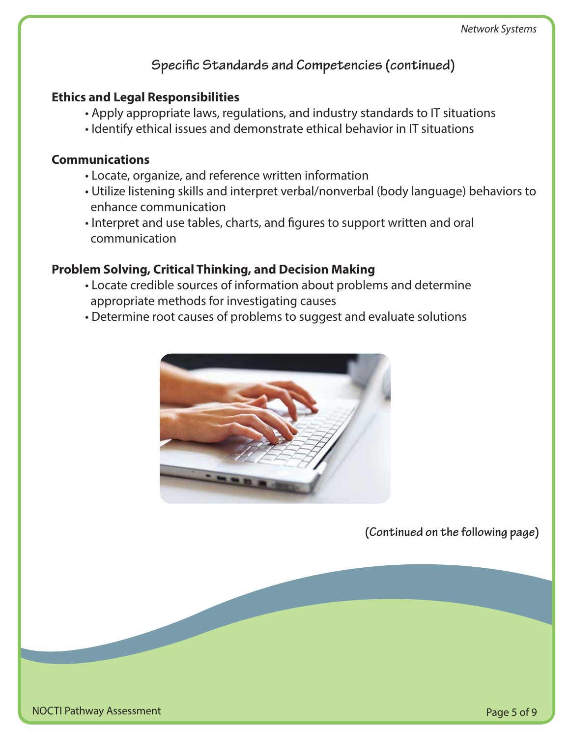## Specific Standards and Competencies (continued)

**Ethics and Legal Responsibilities**

- Apply appropriate laws, regulations, and industry standards to IT situations
- Identify ethical issues and demonstrate ethical behavior in IT situations

**Communications**

- Locate, organize, and reference written information
- Utilize listening skills and interpret verbal/nonverbal (body language) behaviors to enhance communication
- Interpret and use tables, charts, and figures to support written and oral communication

**Problem Solving, Critical Thinking, and Decision Making**

- Locate credible sources of information about problems and determine appropriate methods for investigating causes
- Determine root causes of problems to suggest and evaluate solutions

(Continued on the following page)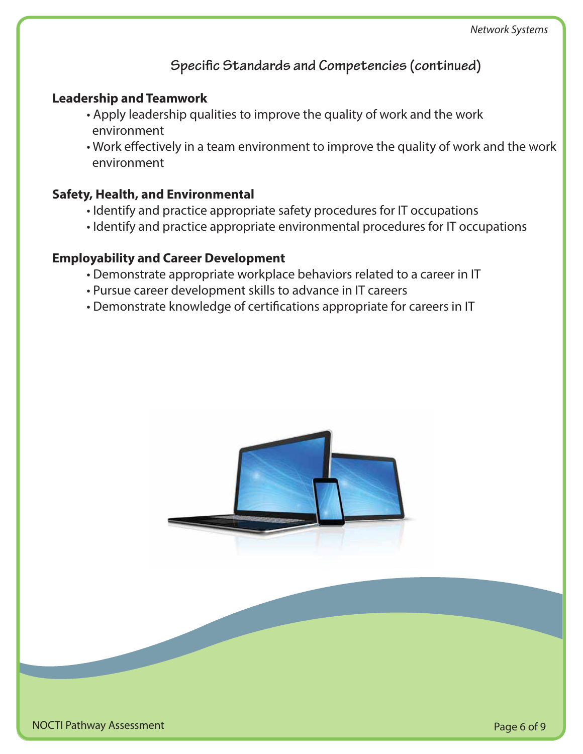## Specific Standards and Competencies (continued)

### Leadership and Teamwork

- Apply leadership qualities to improve the quality of work and the work environment
- Work effectively in a team environment to improve the quality of work and the work environment

### Safety, Health, and Environmental

- Identify and practice appropriate safety procedures for IT occupations
- Identify and practice appropriate environmental procedures for IT occupations

### Employability and Career Development

- Demonstrate appropriate workplace behaviors related to a career in IT
- Pursue career development skills to advance in IT careers
- Demonstrate knowledge of certifications appropriate for careers in IT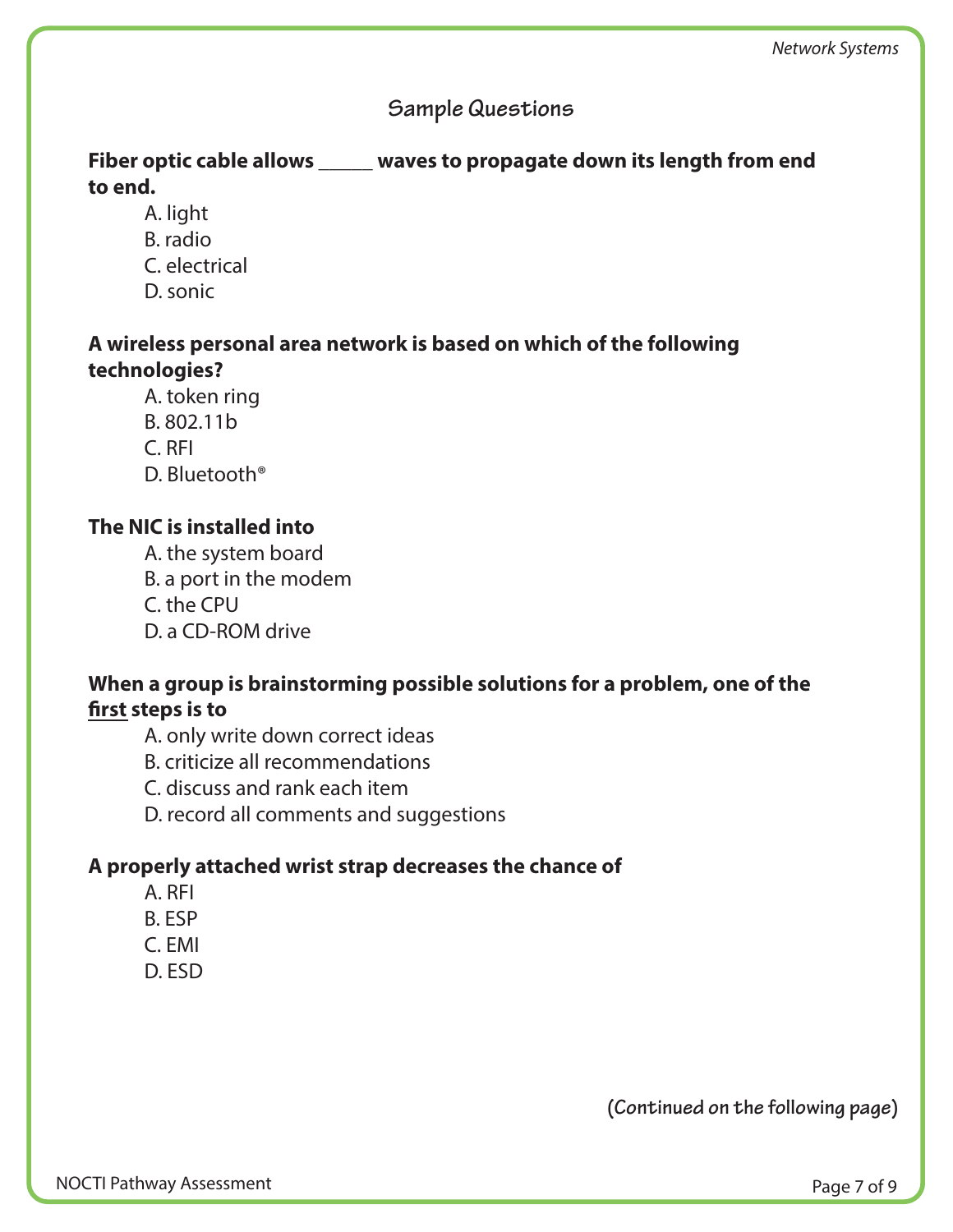## Sample Questions

**Fiber optic cable allows _____ waves to propagate down its length from end to end.**

A. light
B. radio
C. electrical
D. sonic

**A wireless personal area network is based on which of the following technologies?**

A. token ring
B. 802.11b
C. RFI
D. Bluetooth®

**The NIC is installed into**

A. the system board
B. a port in the modem
C. the CPU
D. a CD-ROM drive

**When a group is brainstorming possible solutions for a problem, one of the <u>first</u> steps is to**

A. only write down correct ideas
B. criticize all recommendations
C. discuss and rank each item
D. record all comments and suggestions

**A properly attached wrist strap decreases the chance of**

A. RFI
B. ESP
C. EMI
D. ESD

**(Continued on the following page)**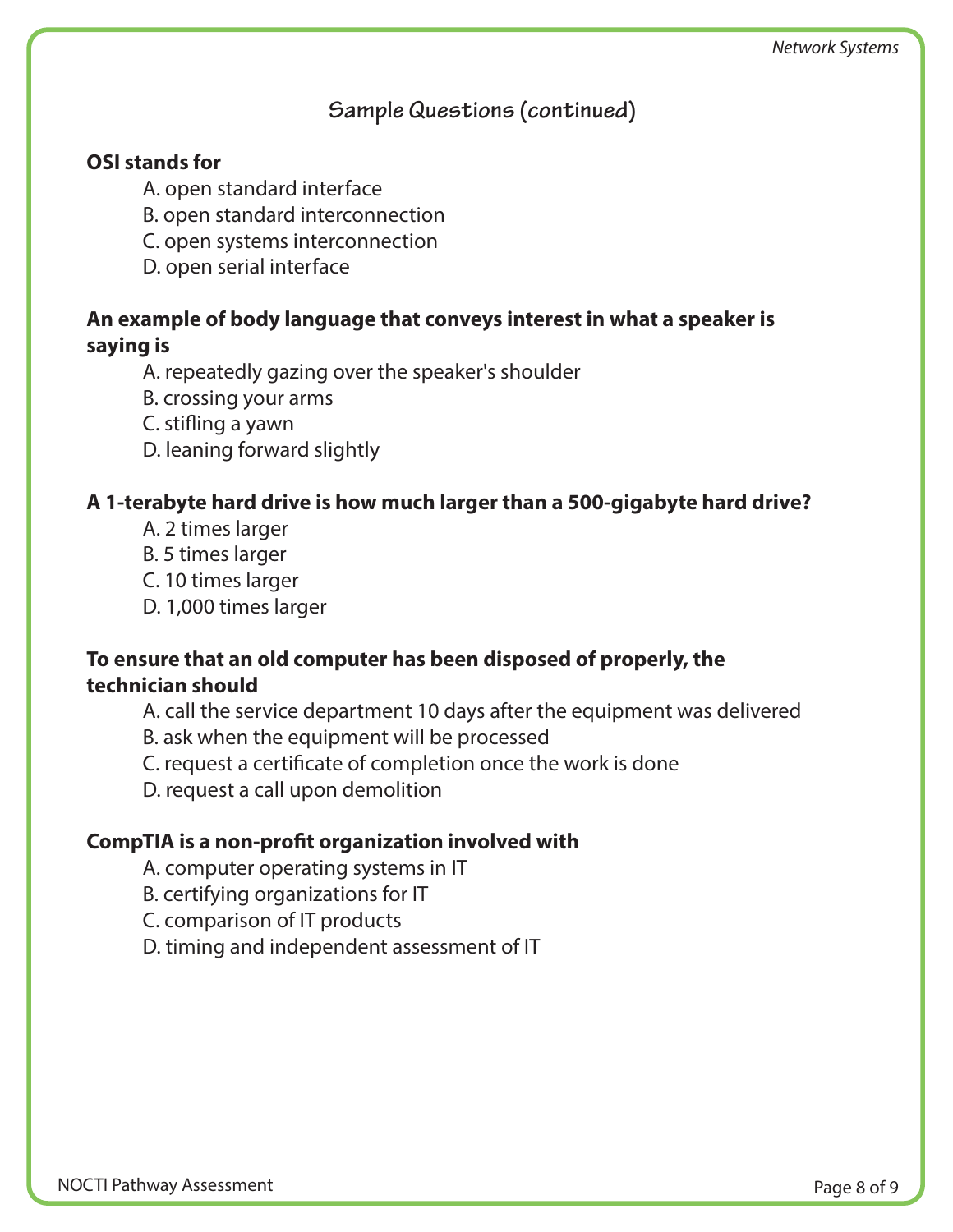## Sample Questions (continued)

**OSI stands for**

A. open standard interface
B. open standard interconnection
C. open systems interconnection
D. open serial interface

**An example of body language that conveys interest in what a speaker is saying is**

A. repeatedly gazing over the speaker's shoulder
B. crossing your arms
C. stifling a yawn
D. leaning forward slightly

**A 1-terabyte hard drive is how much larger than a 500-gigabyte hard drive?**

A. 2 times larger
B. 5 times larger
C. 10 times larger
D. 1,000 times larger

**To ensure that an old computer has been disposed of properly, the technician should**

A. call the service department 10 days after the equipment was delivered
B. ask when the equipment will be processed
C. request a certificate of completion once the work is done
D. request a call upon demolition

**CompTIA is a non-profit organization involved with**

A. computer operating systems in IT
B. certifying organizations for IT
C. comparison of IT products
D. timing and independent assessment of IT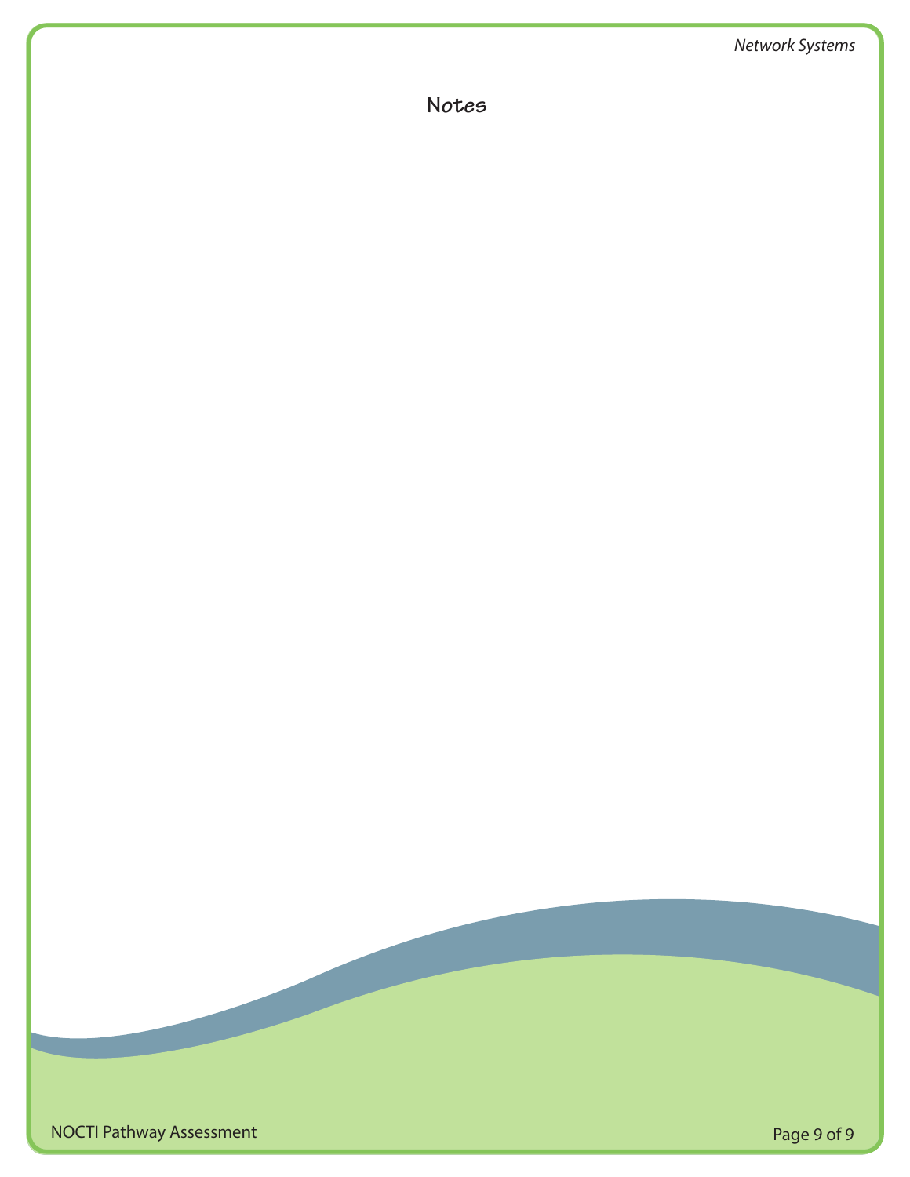# Notes